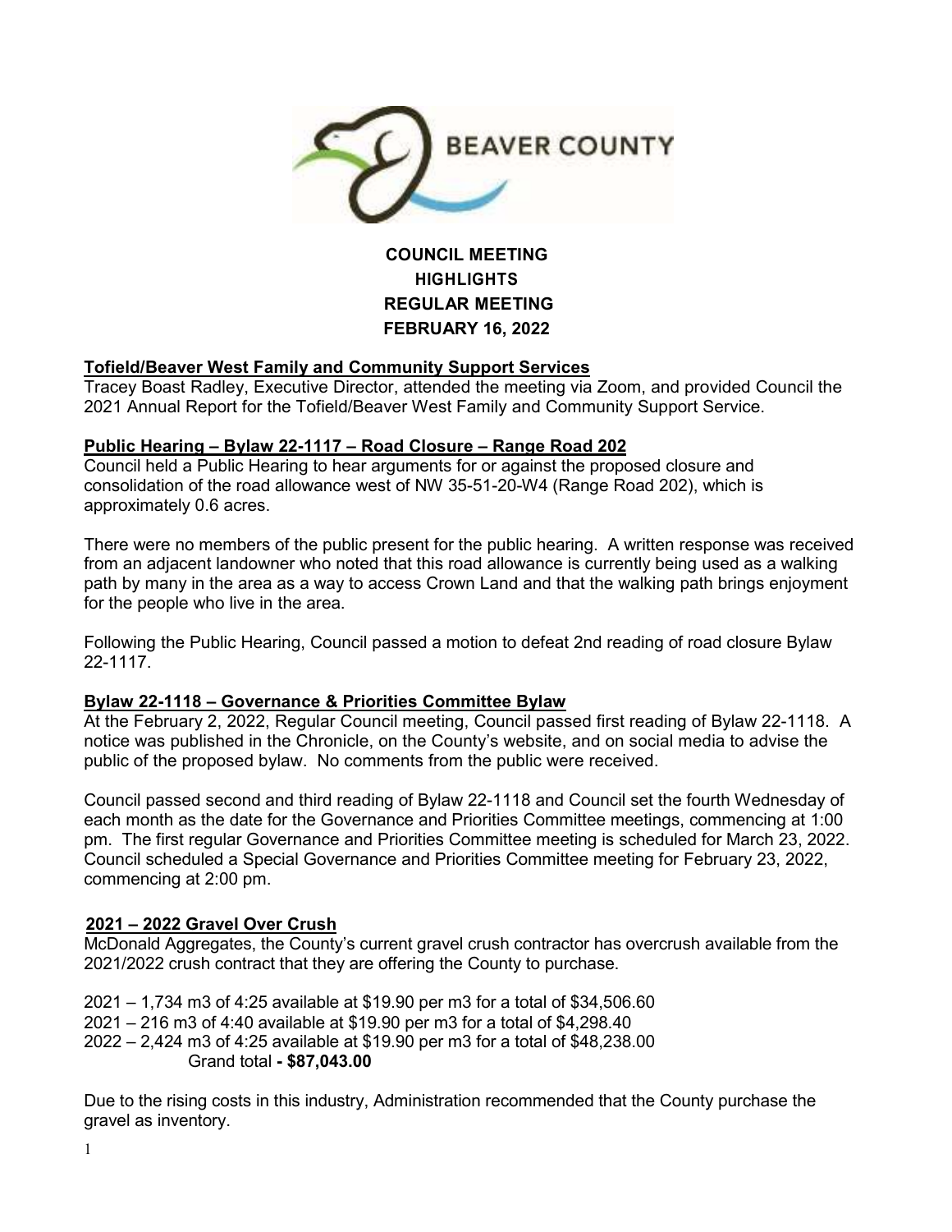BEAVER COUNTY

# COUNCIL MEETING HIGHLIGHTS REGULAR MEETING FEBRUARY 16, 2022

## Tofield/Beaver West Family and Community Support Services

Tracey Boast Radley, Executive Director, attended the meeting via Zoom, and provided Council the 2021 Annual Report for the Tofield/Beaver West Family and Community Support Service.

## Public Hearing – Bylaw 22-1117 – Road Closure – Range Road 202

Council held a Public Hearing to hear arguments for or against the proposed closure and consolidation of the road allowance west of NW 35-51-20-W4 (Range Road 202), which is approximately 0.6 acres.

There were no members of the public present for the public hearing. A written response was received from an adjacent landowner who noted that this road allowance is currently being used as a walking path by many in the area as a way to access Crown Land and that the walking path brings enjoyment for the people who live in the area.

Following the Public Hearing, Council passed a motion to defeat 2nd reading of road closure Bylaw 22-1117.

## Bylaw 22-1118 – Governance & Priorities Committee Bylaw

At the February 2, 2022, Regular Council meeting, Council passed first reading of Bylaw 22-1118. A notice was published in the Chronicle, on the County's website, and on social media to advise the public of the proposed bylaw. No comments from the public were received.

Council passed second and third reading of Bylaw 22-1118 and Council set the fourth Wednesday of each month as the date for the Governance and Priorities Committee meetings, commencing at 1:00 pm. The first regular Governance and Priorities Committee meeting is scheduled for March 23, 2022. Council scheduled a Special Governance and Priorities Committee meeting for February 23, 2022, commencing at 2:00 pm.

## 2021 – 2022 Gravel Over Crush

McDonald Aggregates, the County's current gravel crush contractor has overcrush available from the 2021/2022 crush contract that they are offering the County to purchase.

2021 – 1,734 m3 of 4:25 available at $19.90 per m3 for a total of $34,506.60
2021 – 216 m3 of 4:40 available at $19.90 per m3 for a total of $4,298.40
2022 – 2,424 m3 of 4:25 available at $19.90 per m3 for a total of $48,238.00
Grand total **- $87,043.00**

Due to the rising costs in this industry, Administration recommended that the County purchase the gravel as inventory.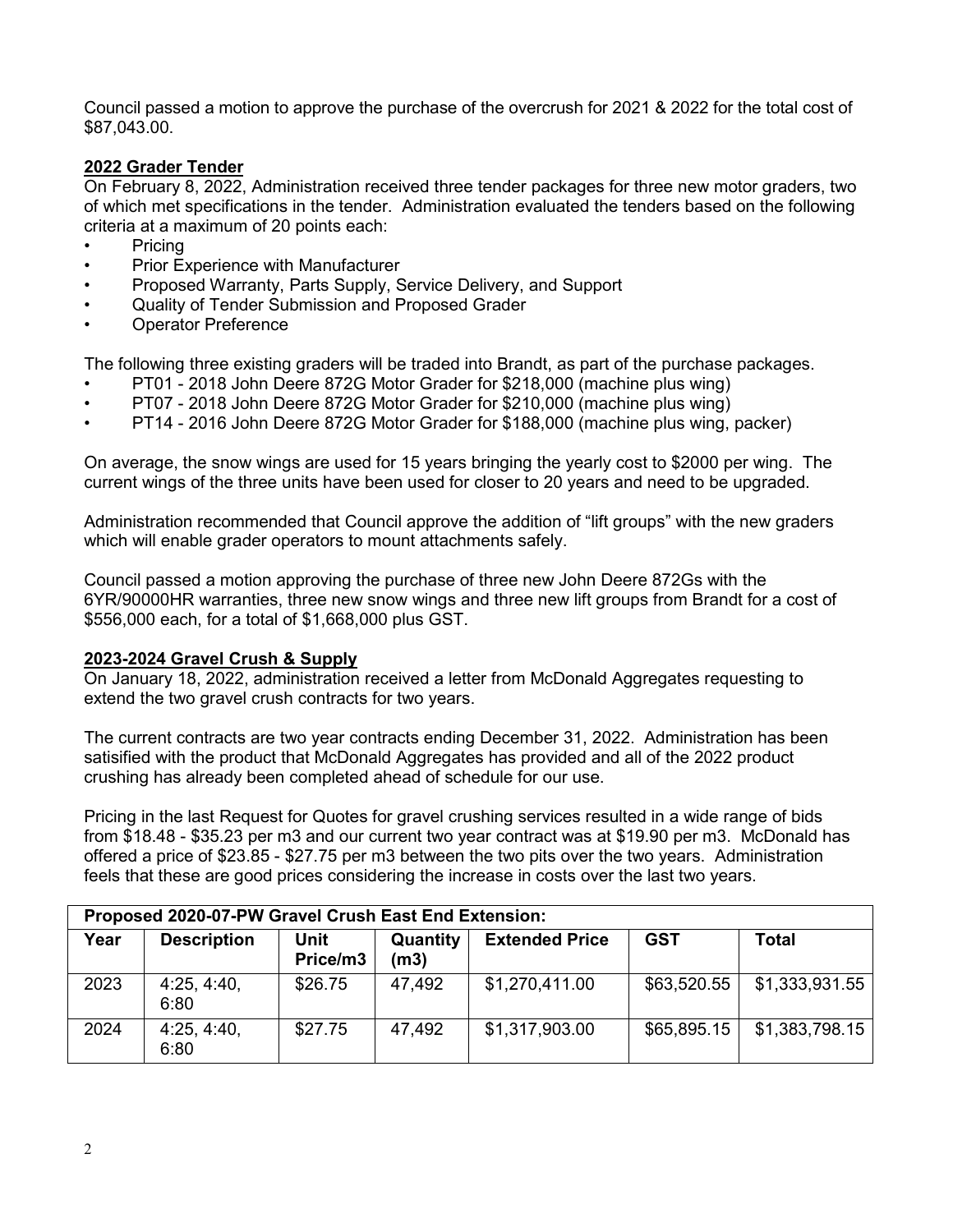Council passed a motion to approve the purchase of the overcrush for 2021 & 2022 for the total cost of $87,043.00.

**2022 Grader Tender**

On February 8, 2022, Administration received three tender packages for three new motor graders, two of which met specifications in the tender. Administration evaluated the tenders based on the following criteria at a maximum of 20 points each:

- Pricing
- Prior Experience with Manufacturer
- Proposed Warranty, Parts Supply, Service Delivery, and Support
- Quality of Tender Submission and Proposed Grader
- Operator Preference

The following three existing graders will be traded into Brandt, as part of the purchase packages.

- PT01 - 2018 John Deere 872G Motor Grader for $218,000 (machine plus wing)
- PT07 - 2018 John Deere 872G Motor Grader for $210,000 (machine plus wing)
- PT14 - 2016 John Deere 872G Motor Grader for $188,000 (machine plus wing, packer)

On average, the snow wings are used for 15 years bringing the yearly cost to $2000 per wing. The current wings of the three units have been used for closer to 20 years and need to be upgraded.

Administration recommended that Council approve the addition of "lift groups" with the new graders which will enable grader operators to mount attachments safely.

Council passed a motion approving the purchase of three new John Deere 872Gs with the 6YR/90000HR warranties, three new snow wings and three new lift groups from Brandt for a cost of $556,000 each, for a total of $1,668,000 plus GST.

**2023-2024 Gravel Crush & Supply**

On January 18, 2022, administration received a letter from McDonald Aggregates requesting to extend the two gravel crush contracts for two years.

The current contracts are two year contracts ending December 31, 2022. Administration has been satisified with the product that McDonald Aggregates has provided and all of the 2022 product crushing has already been completed ahead of schedule for our use.

Pricing in the last Request for Quotes for gravel crushing services resulted in a wide range of bids from $18.48 - $35.23 per m3 and our current two year contract was at $19.90 per m3. McDonald has offered a price of $23.85 - $27.75 per m3 between the two pits over the two years. Administration feels that these are good prices considering the increase in costs over the last two years.

| Proposed 2020-07-PW Gravel Crush East End Extension: | | | | | | |
|---|---|---|---|---|---|---|
| **Year** | **Description** | **Unit Price/m3** | **Quantity (m3)** | **Extended Price** | **GST** | **Total** |
| 2023 | 4:25, 4:40, 6:80 | $26.75 | 47,492 | $1,270,411.00 | $63,520.55 | $1,333,931.55 |
| 2024 | 4:25, 4:40, 6:80 | $27.75 | 47,492 | $1,317,903.00 | $65,895.15 | $1,383,798.15 |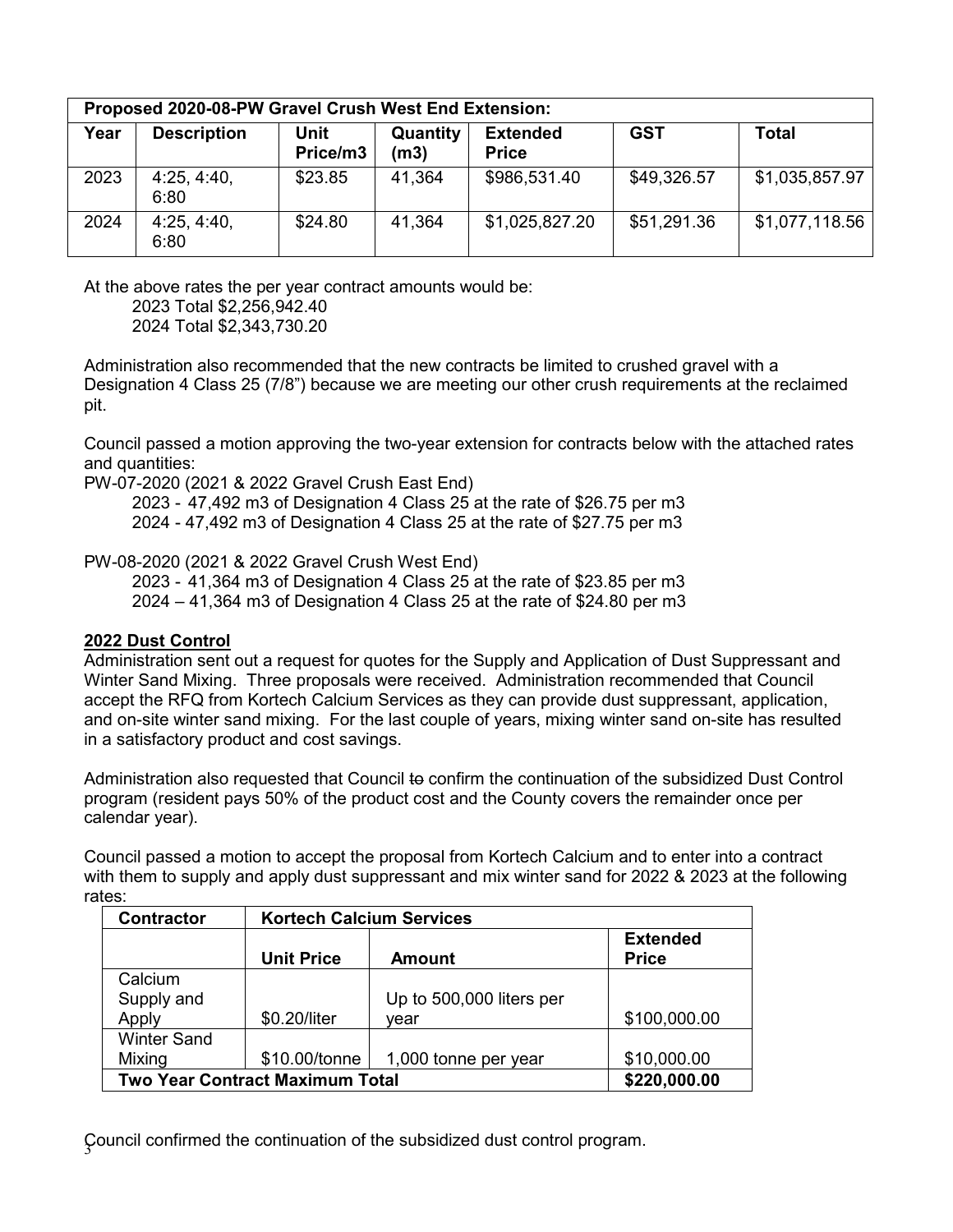| Proposed 2020-08-PW Gravel Crush West End Extension: | | | | | | |
|---|---|---|---|---|---|---|
| Year | Description | Unit Price/m3 | Quantity (m3) | Extended Price | GST | Total |
| 2023 | 4:25, 4:40, 6:80 | $23.85 | 41,364 | $986,531.40 | $49,326.57 | $1,035,857.97 |
| 2024 | 4:25, 4:40, 6:80 | $24.80 | 41,364 | $1,025,827.20 | $51,291.36 | $1,077,118.56 |

At the above rates the per year contract amounts would be:

2023 Total $2,256,942.40
2024 Total $2,343,730.20

Administration also recommended that the new contracts be limited to crushed gravel with a Designation 4 Class 25 (7/8") because we are meeting our other crush requirements at the reclaimed pit.

Council passed a motion approving the two-year extension for contracts below with the attached rates and quantities:

PW-07-2020 (2021 & 2022 Gravel Crush East End)

2023 - 47,492 m3 of Designation 4 Class 25 at the rate of $26.75 per m3
2024 - 47,492 m3 of Designation 4 Class 25 at the rate of $27.75 per m3

PW-08-2020 (2021 & 2022 Gravel Crush West End)

2023 - 41,364 m3 of Designation 4 Class 25 at the rate of $23.85 per m3
2024 – 41,364 m3 of Designation 4 Class 25 at the rate of $24.80 per m3

## 2022 Dust Control

Administration sent out a request for quotes for the Supply and Application of Dust Suppressant and Winter Sand Mixing. Three proposals were received. Administration recommended that Council accept the RFQ from Kortech Calcium Services as they can provide dust suppressant, application, and on-site winter sand mixing. For the last couple of years, mixing winter sand on-site has resulted in a satisfactory product and cost savings.

Administration also requested that Council ~~to~~ confirm the continuation of the subsidized Dust Control program (resident pays 50% of the product cost and the County covers the remainder once per calendar year).

Council passed a motion to accept the proposal from Kortech Calcium and to enter into a contract with them to supply and apply dust suppressant and mix winter sand for 2022 & 2023 at the following rates:

| Contractor | Kortech Calcium Services | | |
|---|---|---|---|
| | Unit Price | Amount | Extended Price |
| Calcium Supply and Apply | $0.20/liter | Up to 500,000 liters per year | $100,000.00 |
| Winter Sand Mixing | $10.00/tonne | 1,000 tonne per year | $10,000.00 |
| Two Year Contract Maximum Total | | | $220,000.00 |

Council confirmed the continuation of the subsidized dust control program.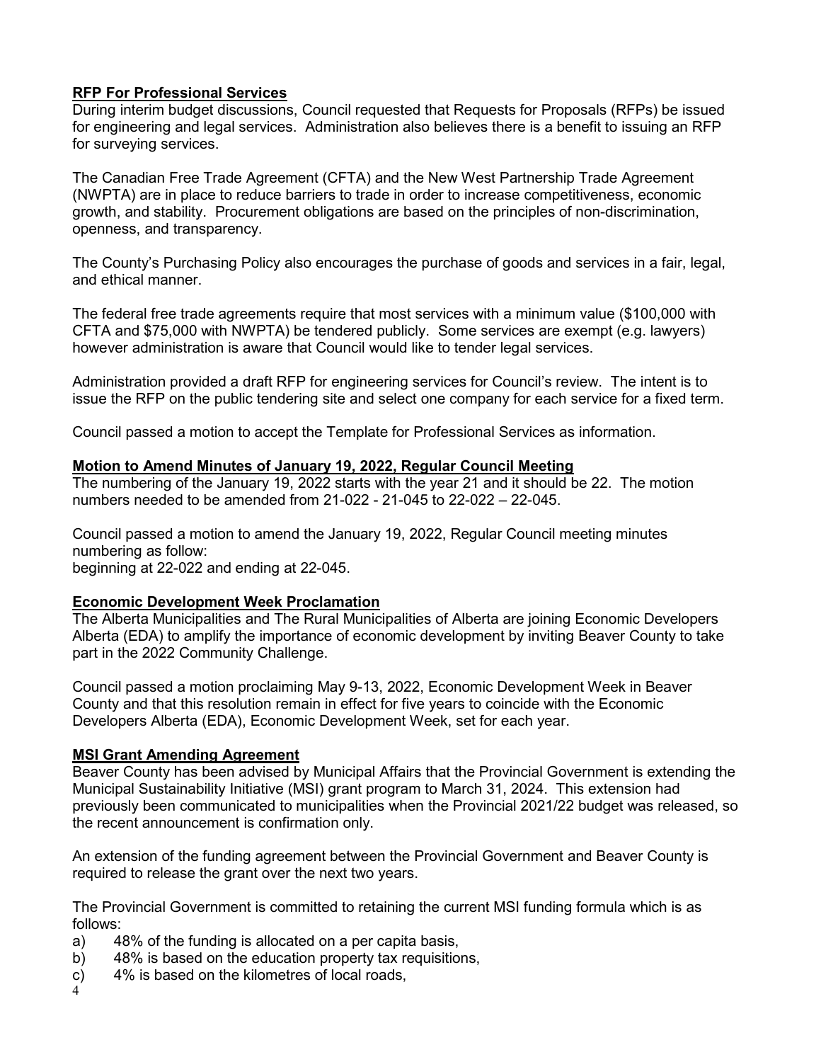## RFP For Professional Services

During interim budget discussions, Council requested that Requests for Proposals (RFPs) be issued for engineering and legal services. Administration also believes there is a benefit to issuing an RFP for surveying services.

The Canadian Free Trade Agreement (CFTA) and the New West Partnership Trade Agreement (NWPTA) are in place to reduce barriers to trade in order to increase competitiveness, economic growth, and stability. Procurement obligations are based on the principles of non-discrimination, openness, and transparency.

The County's Purchasing Policy also encourages the purchase of goods and services in a fair, legal, and ethical manner.

The federal free trade agreements require that most services with a minimum value ($100,000 with CFTA and $75,000 with NWPTA) be tendered publicly. Some services are exempt (e.g. lawyers) however administration is aware that Council would like to tender legal services.

Administration provided a draft RFP for engineering services for Council's review. The intent is to issue the RFP on the public tendering site and select one company for each service for a fixed term.

Council passed a motion to accept the Template for Professional Services as information.

## Motion to Amend Minutes of January 19, 2022, Regular Council Meeting

The numbering of the January 19, 2022 starts with the year 21 and it should be 22. The motion numbers needed to be amended from 21-022 - 21-045 to 22-022 – 22-045.

Council passed a motion to amend the January 19, 2022, Regular Council meeting minutes numbering as follow:
beginning at 22-022 and ending at 22-045.

## Economic Development Week Proclamation

The Alberta Municipalities and The Rural Municipalities of Alberta are joining Economic Developers Alberta (EDA) to amplify the importance of economic development by inviting Beaver County to take part in the 2022 Community Challenge.

Council passed a motion proclaiming May 9-13, 2022, Economic Development Week in Beaver County and that this resolution remain in effect for five years to coincide with the Economic Developers Alberta (EDA), Economic Development Week, set for each year.

## MSI Grant Amending Agreement

Beaver County has been advised by Municipal Affairs that the Provincial Government is extending the Municipal Sustainability Initiative (MSI) grant program to March 31, 2024. This extension had previously been communicated to municipalities when the Provincial 2021/22 budget was released, so the recent announcement is confirmation only.

An extension of the funding agreement between the Provincial Government and Beaver County is required to release the grant over the next two years.

The Provincial Government is committed to retaining the current MSI funding formula which is as follows:

a) 48% of the funding is allocated on a per capita basis,
b) 48% is based on the education property tax requisitions,
c) 4% is based on the kilometres of local roads,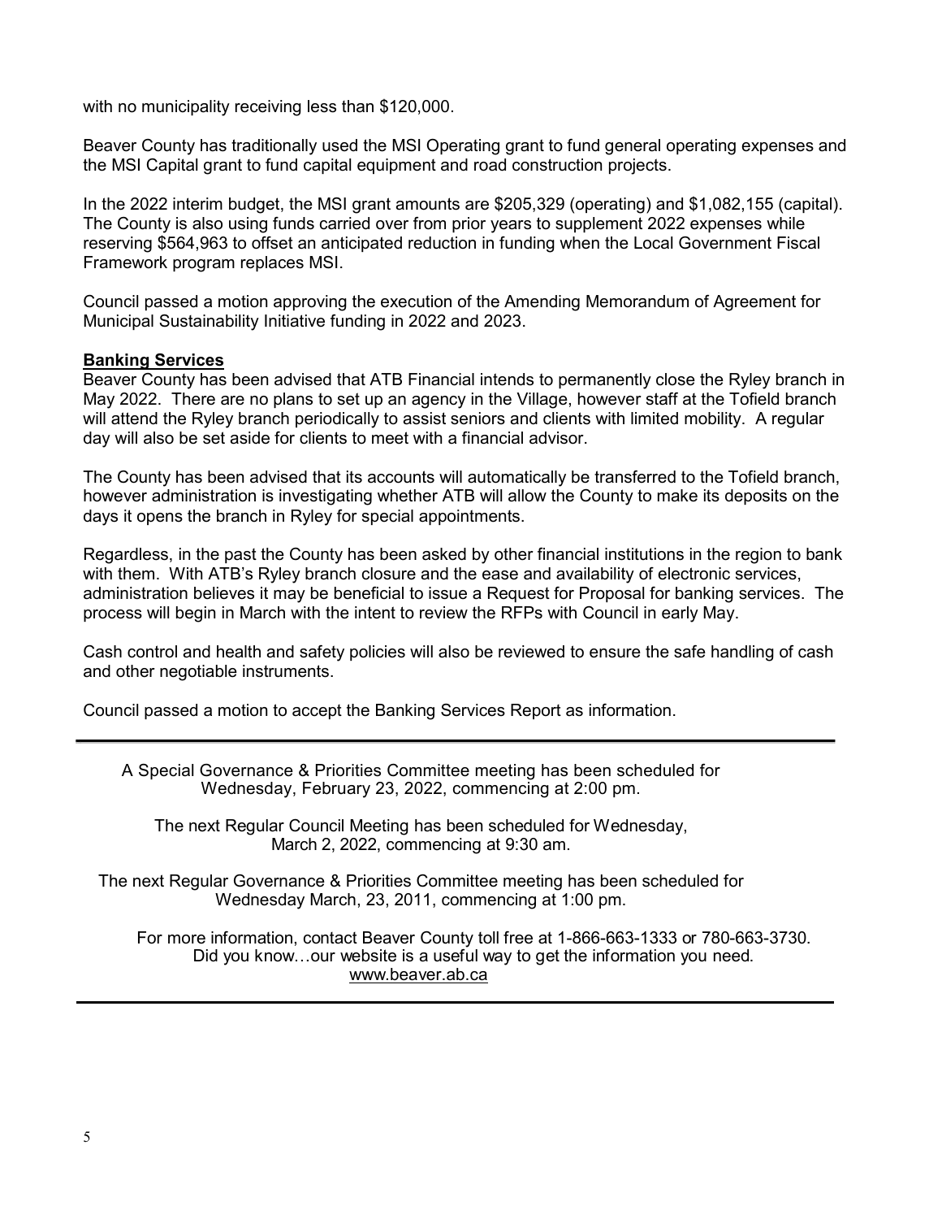with no municipality receiving less than $120,000.

Beaver County has traditionally used the MSI Operating grant to fund general operating expenses and the MSI Capital grant to fund capital equipment and road construction projects.

In the 2022 interim budget, the MSI grant amounts are $205,329 (operating) and $1,082,155 (capital). The County is also using funds carried over from prior years to supplement 2022 expenses while reserving $564,963 to offset an anticipated reduction in funding when the Local Government Fiscal Framework program replaces MSI.

Council passed a motion approving the execution of the Amending Memorandum of Agreement for Municipal Sustainability Initiative funding in 2022 and 2023.

**Banking Services**

Beaver County has been advised that ATB Financial intends to permanently close the Ryley branch in May 2022. There are no plans to set up an agency in the Village, however staff at the Tofield branch will attend the Ryley branch periodically to assist seniors and clients with limited mobility. A regular day will also be set aside for clients to meet with a financial advisor.

The County has been advised that its accounts will automatically be transferred to the Tofield branch, however administration is investigating whether ATB will allow the County to make its deposits on the days it opens the branch in Ryley for special appointments.

Regardless, in the past the County has been asked by other financial institutions in the region to bank with them. With ATB's Ryley branch closure and the ease and availability of electronic services, administration believes it may be beneficial to issue a Request for Proposal for banking services. The process will begin in March with the intent to review the RFPs with Council in early May.

Cash control and health and safety policies will also be reviewed to ensure the safe handling of cash and other negotiable instruments.

Council passed a motion to accept the Banking Services Report as information.

---

A Special Governance & Priorities Committee meeting has been scheduled for Wednesday, February 23, 2022, commencing at 2:00 pm.

The next Regular Council Meeting has been scheduled for Wednesday, March 2, 2022, commencing at 9:30 am.

The next Regular Governance & Priorities Committee meeting has been scheduled for Wednesday March, 23, 2011, commencing at 1:00 pm.

For more information, contact Beaver County toll free at 1-866-663-1333 or 780-663-3730.
Did you know…our website is a useful way to get the information you need.
www.beaver.ab.ca

---